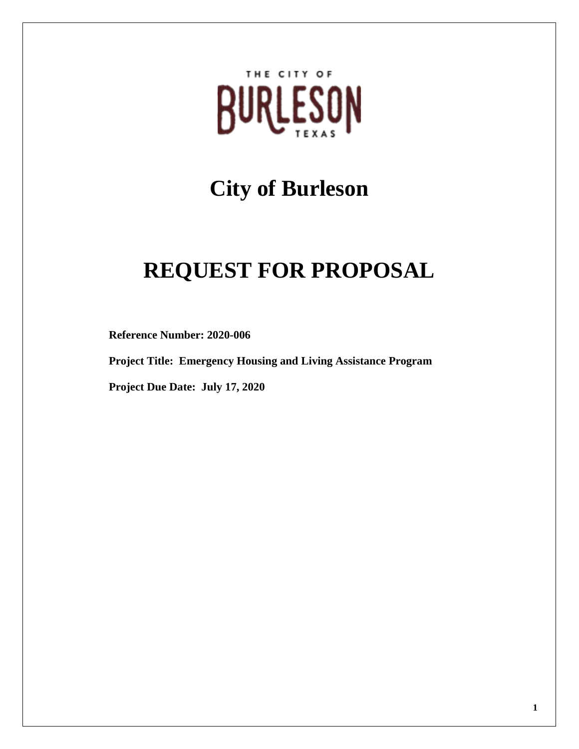THE CITY OF BURLESON TEXAS

# City of Burleson

# REQUEST FOR PROPOSAL

**Reference Number: 2020-006**

**Project Title: Emergency Housing and Living Assistance Program**

**Project Due Date: July 17, 2020**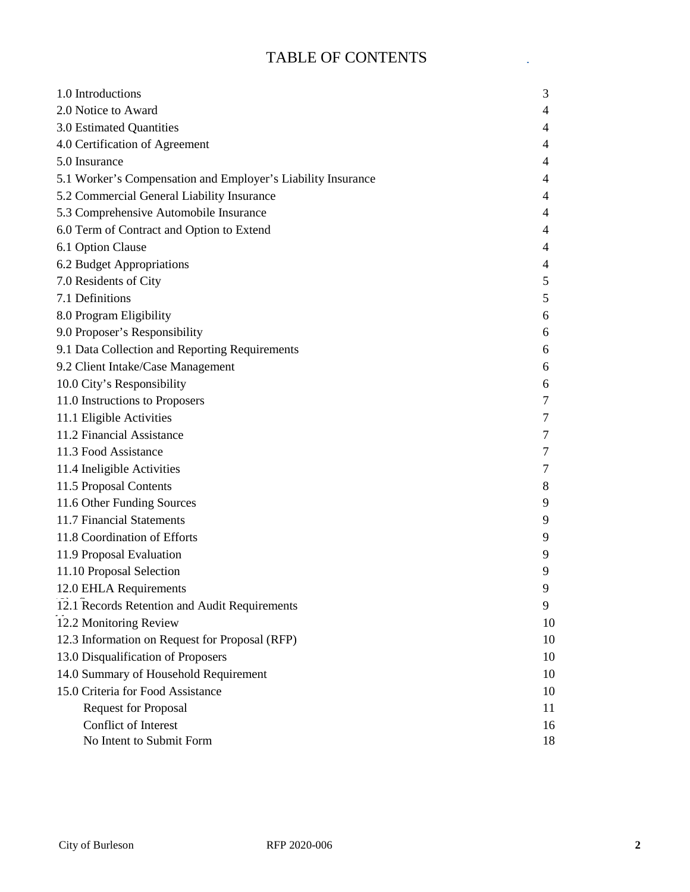# TABLE OF CONTENTS

| | |
|---|---|
| 1.0 Introductions | 3 |
| 2.0 Notice to Award | 4 |
| 3.0 Estimated Quantities | 4 |
| 4.0 Certification of Agreement | 4 |
| 5.0 Insurance | 4 |
| 5.1 Worker's Compensation and Employer's Liability Insurance | 4 |
| 5.2 Commercial General Liability Insurance | 4 |
| 5.3 Comprehensive Automobile Insurance | 4 |
| 6.0 Term of Contract and Option to Extend | 4 |
| 6.1 Option Clause | 4 |
| 6.2 Budget Appropriations | 4 |
| 7.0 Residents of City | 5 |
| 7.1 Definitions | 5 |
| 8.0 Program Eligibility | 6 |
| 9.0 Proposer's Responsibility | 6 |
| 9.1 Data Collection and Reporting Requirements | 6 |
| 9.2 Client Intake/Case Management | 6 |
| 10.0 City's Responsibility | 6 |
| 11.0 Instructions to Proposers | 7 |
| 11.1 Eligible Activities | 7 |
| 11.2 Financial Assistance | 7 |
| 11.3 Food Assistance | 7 |
| 11.4 Ineligible Activities | 7 |
| 11.5 Proposal Contents | 8 |
| 11.6 Other Funding Sources | 9 |
| 11.7 Financial Statements | 9 |
| 11.8 Coordination of Efforts | 9 |
| 11.9 Proposal Evaluation | 9 |
| 11.10 Proposal Selection | 9 |
| 12.0 EHLA Requirements | 9 |
| 12.1 Records Retention and Audit Requirements | 9 |
| 12.2 Monitoring Review | 10 |
| 12.3 Information on Request for Proposal (RFP) | 10 |
| 13.0 Disqualification of Proposers | 10 |
| 14.0 Summary of Household Requirement | 10 |
| 15.0 Criteria for Food Assistance | 10 |
| Request for Proposal | 11 |
| Conflict of Interest | 16 |
| No Intent to Submit Form | 18 |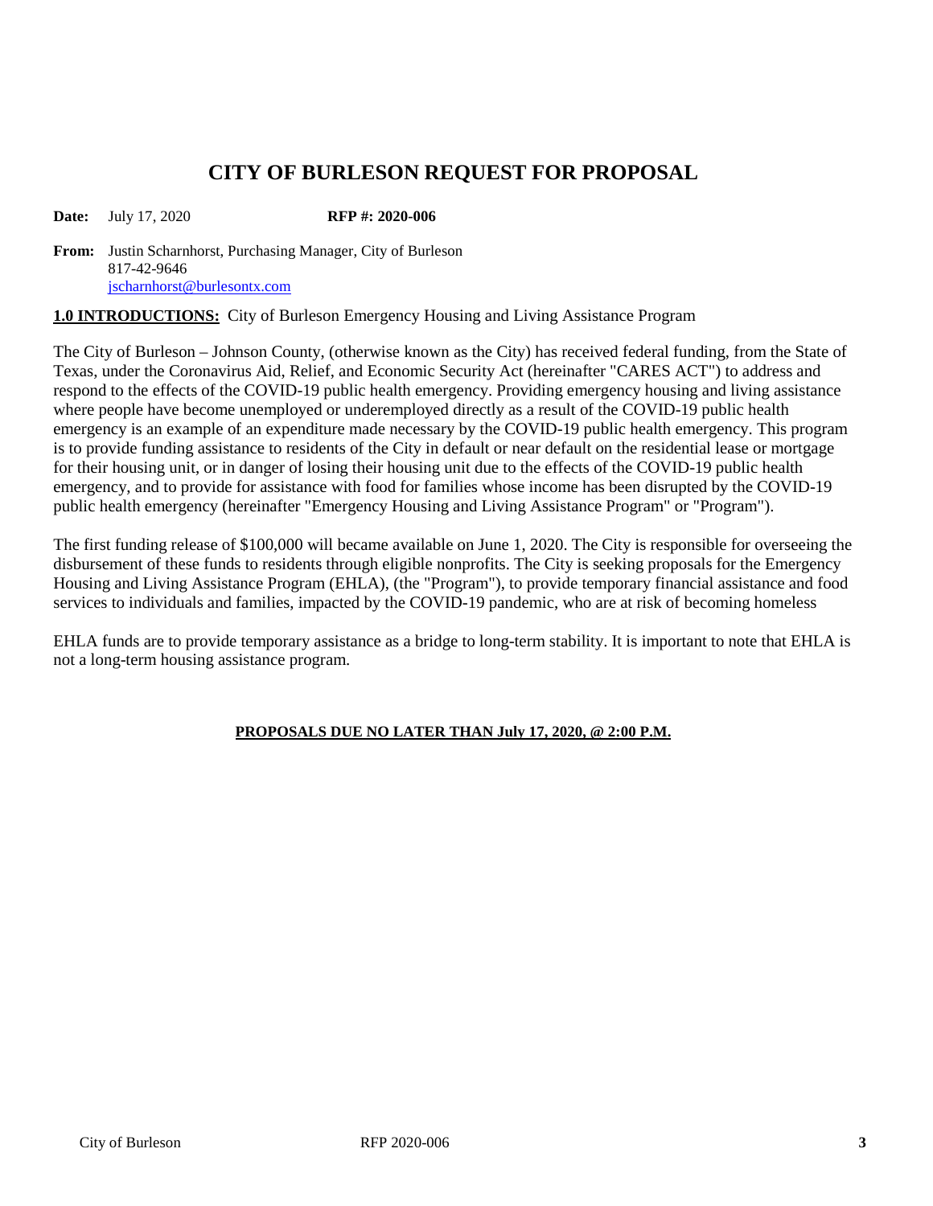# CITY OF BURLESON REQUEST FOR PROPOSAL

**Date:** July 17, 2020 **RFP #: 2020-006**

**From:** Justin Scharnhorst, Purchasing Manager, City of Burleson
817-42-9646
jscharnhorst@burlesontx.com

**<u>1.0 INTRODUCTIONS:</u>** City of Burleson Emergency Housing and Living Assistance Program

The City of Burleson – Johnson County, (otherwise known as the City) has received federal funding, from the State of Texas, under the Coronavirus Aid, Relief, and Economic Security Act (hereinafter "CARES ACT") to address and respond to the effects of the COVID-19 public health emergency. Providing emergency housing and living assistance where people have become unemployed or underemployed directly as a result of the COVID-19 public health emergency is an example of an expenditure made necessary by the COVID-19 public health emergency. This program is to provide funding assistance to residents of the City in default or near default on the residential lease or mortgage for their housing unit, or in danger of losing their housing unit due to the effects of the COVID-19 public health emergency, and to provide for assistance with food for families whose income has been disrupted by the COVID-19 public health emergency (hereinafter "Emergency Housing and Living Assistance Program" or "Program").

The first funding release of $100,000 will became available on June 1, 2020. The City is responsible for overseeing the disbursement of these funds to residents through eligible nonprofits. The City is seeking proposals for the Emergency Housing and Living Assistance Program (EHLA), (the "Program"), to provide temporary financial assistance and food services to individuals and families, impacted by the COVID-19 pandemic, who are at risk of becoming homeless

EHLA funds are to provide temporary assistance as a bridge to long-term stability. It is important to note that EHLA is not a long-term housing assistance program.

**<u>PROPOSALS DUE NO LATER THAN July 17, 2020, @ 2:00 P.M.</u>**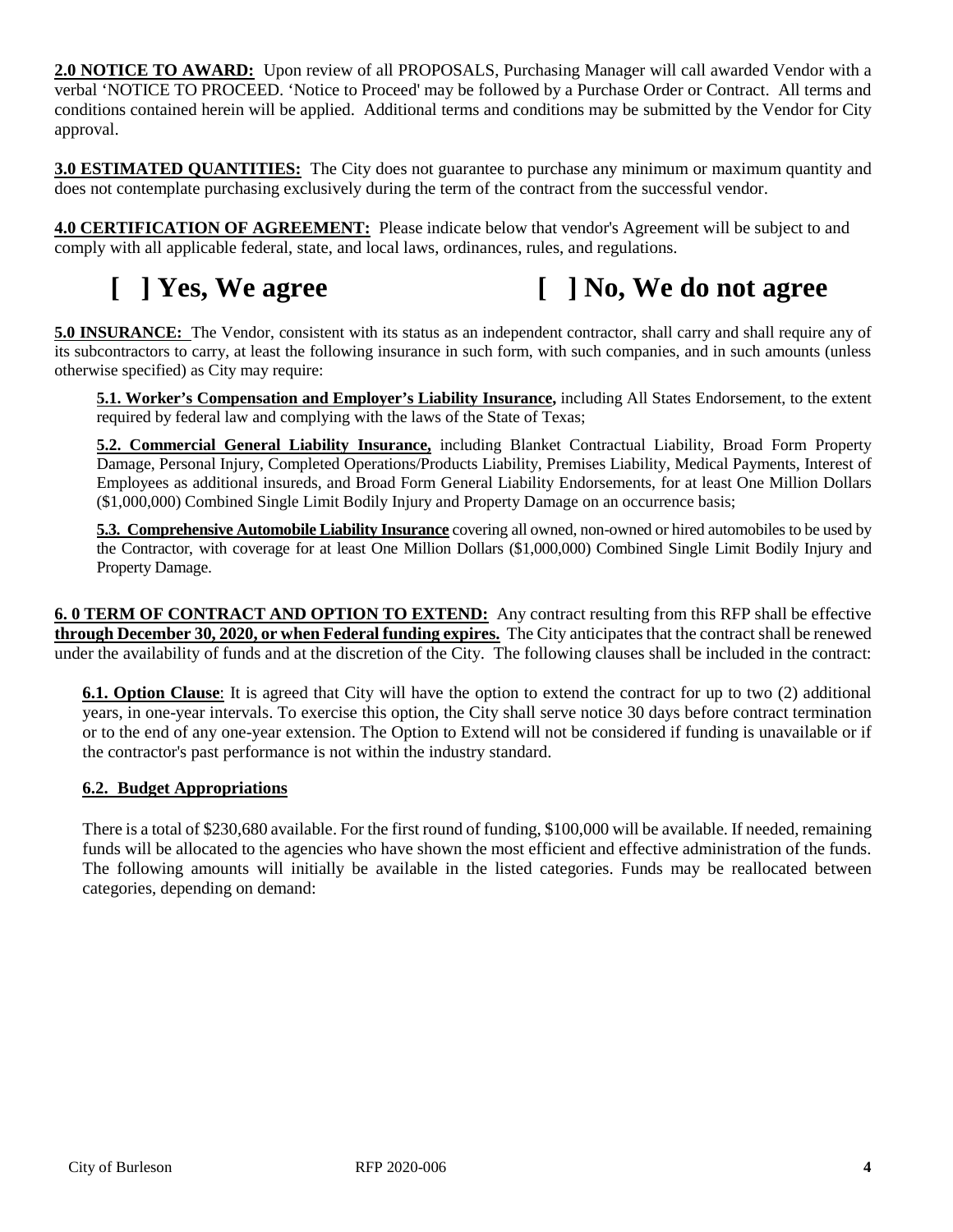**2.0 NOTICE TO AWARD:** Upon review of all PROPOSALS, Purchasing Manager will call awarded Vendor with a verbal 'NOTICE TO PROCEED. 'Notice to Proceed' may be followed by a Purchase Order or Contract. All terms and conditions contained herein will be applied. Additional terms and conditions may be submitted by the Vendor for City approval.

**3.0 ESTIMATED QUANTITIES:** The City does not guarantee to purchase any minimum or maximum quantity and does not contemplate purchasing exclusively during the term of the contract from the successful vendor.

**4.0 CERTIFICATION OF AGREEMENT:** Please indicate below that vendor's Agreement will be subject to and comply with all applicable federal, state, and local laws, ordinances, rules, and regulations.

**[ ] Yes, We agree** **[ ] No, We do not agree**

**5.0 INSURANCE:** The Vendor, consistent with its status as an independent contractor, shall carry and shall require any of its subcontractors to carry, at least the following insurance in such form, with such companies, and in such amounts (unless otherwise specified) as City may require:

**5.1. Worker's Compensation and Employer's Liability Insurance,** including All States Endorsement, to the extent required by federal law and complying with the laws of the State of Texas;

**5.2. Commercial General Liability Insurance,** including Blanket Contractual Liability, Broad Form Property Damage, Personal Injury, Completed Operations/Products Liability, Premises Liability, Medical Payments, Interest of Employees as additional insureds, and Broad Form General Liability Endorsements, for at least One Million Dollars ($1,000,000) Combined Single Limit Bodily Injury and Property Damage on an occurrence basis;

**5.3. Comprehensive Automobile Liability Insurance** covering all owned, non-owned or hired automobiles to be used by the Contractor, with coverage for at least One Million Dollars ($1,000,000) Combined Single Limit Bodily Injury and Property Damage.

**6. 0 TERM OF CONTRACT AND OPTION TO EXTEND:** Any contract resulting from this RFP shall be effective **through December 30, 2020, or when Federal funding expires.** The City anticipates that the contract shall be renewed under the availability of funds and at the discretion of the City. The following clauses shall be included in the contract:

**6.1. Option Clause**: It is agreed that City will have the option to extend the contract for up to two (2) additional years, in one-year intervals. To exercise this option, the City shall serve notice 30 days before contract termination or to the end of any one-year extension. The Option to Extend will not be considered if funding is unavailable or if the contractor's past performance is not within the industry standard.

**6.2. Budget Appropriations**

There is a total of $230,680 available. For the first round of funding, $100,000 will be available. If needed, remaining funds will be allocated to the agencies who have shown the most efficient and effective administration of the funds. The following amounts will initially be available in the listed categories. Funds may be reallocated between categories, depending on demand: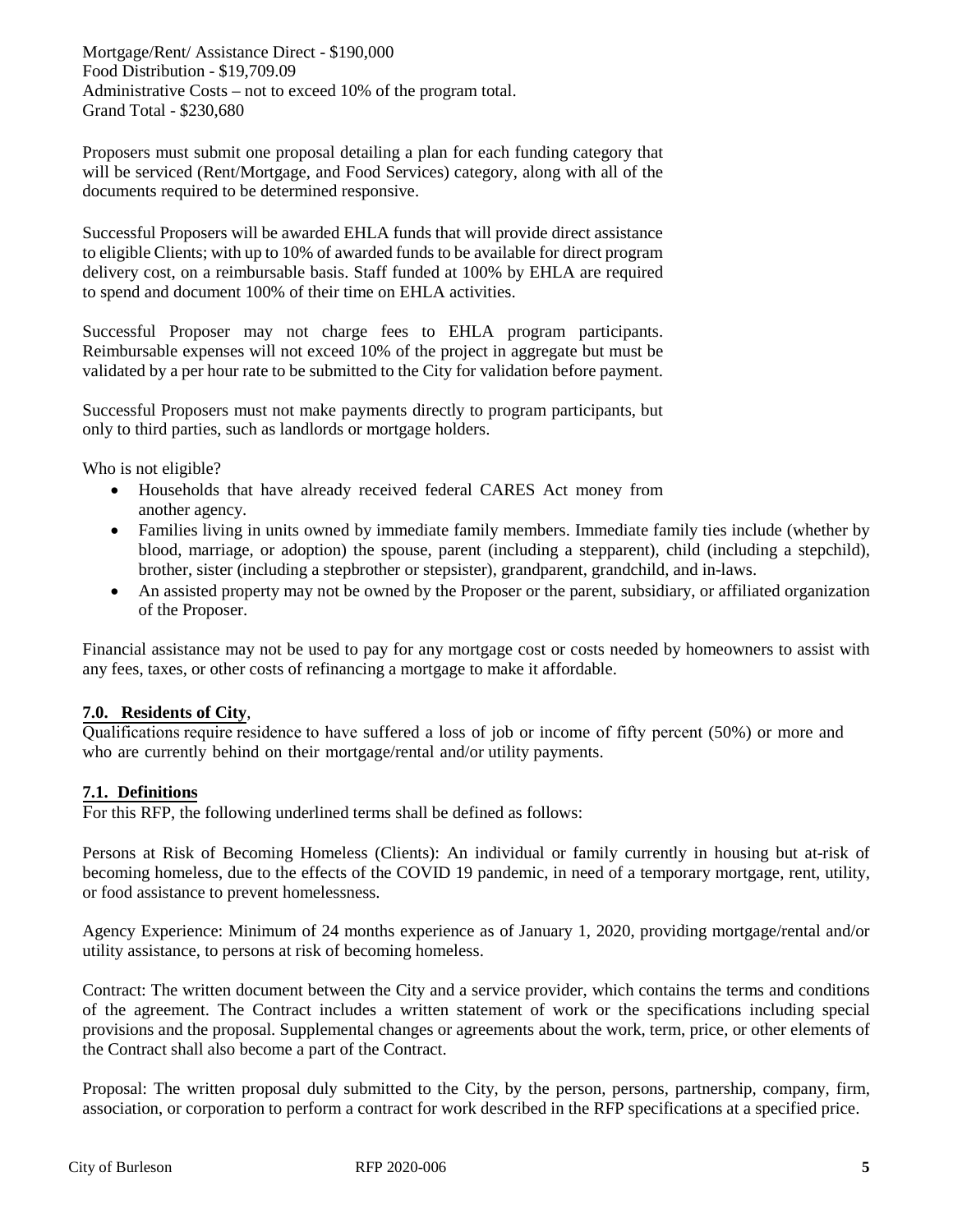Mortgage/Rent/ Assistance Direct - $190,000
Food Distribution - $19,709.09
Administrative Costs – not to exceed 10% of the program total.
Grand Total - $230,680

Proposers must submit one proposal detailing a plan for each funding category that will be serviced (Rent/Mortgage, and Food Services) category, along with all of the documents required to be determined responsive.

Successful Proposers will be awarded EHLA funds that will provide direct assistance to eligible Clients; with up to 10% of awarded funds to be available for direct program delivery cost, on a reimbursable basis. Staff funded at 100% by EHLA are required to spend and document 100% of their time on EHLA activities.

Successful Proposer may not charge fees to EHLA program participants. Reimbursable expenses will not exceed 10% of the project in aggregate but must be validated by a per hour rate to be submitted to the City for validation before payment.

Successful Proposers must not make payments directly to program participants, but only to third parties, such as landlords or mortgage holders.

Who is not eligible?

- Households that have already received federal CARES Act money from another agency.
- Families living in units owned by immediate family members. Immediate family ties include (whether by blood, marriage, or adoption) the spouse, parent (including a stepparent), child (including a stepchild), brother, sister (including a stepbrother or stepsister), grandparent, grandchild, and in-laws.
- An assisted property may not be owned by the Proposer or the parent, subsidiary, or affiliated organization of the Proposer.

Financial assistance may not be used to pay for any mortgage cost or costs needed by homeowners to assist with any fees, taxes, or other costs of refinancing a mortgage to make it affordable.

## 7.0. Residents of City,

Qualifications require residence to have suffered a loss of job or income of fifty percent (50%) or more and who are currently behind on their mortgage/rental and/or utility payments.

## 7.1. Definitions

For this RFP, the following underlined terms shall be defined as follows:

Persons at Risk of Becoming Homeless (Clients): An individual or family currently in housing but at-risk of becoming homeless, due to the effects of the COVID 19 pandemic, in need of a temporary mortgage, rent, utility, or food assistance to prevent homelessness.

Agency Experience: Minimum of 24 months experience as of January 1, 2020, providing mortgage/rental and/or utility assistance, to persons at risk of becoming homeless.

Contract: The written document between the City and a service provider, which contains the terms and conditions of the agreement. The Contract includes a written statement of work or the specifications including special provisions and the proposal. Supplemental changes or agreements about the work, term, price, or other elements of the Contract shall also become a part of the Contract.

Proposal: The written proposal duly submitted to the City, by the person, persons, partnership, company, firm, association, or corporation to perform a contract for work described in the RFP specifications at a specified price.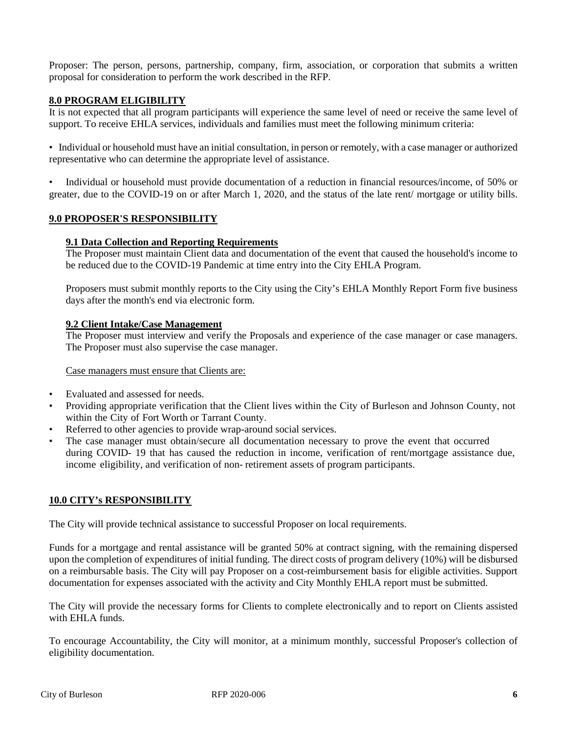Proposer: The person, persons, partnership, company, firm, association, or corporation that submits a written proposal for consideration to perform the work described in the RFP.

## 8.0 PROGRAM ELIGIBILITY

It is not expected that all program participants will experience the same level of need or receive the same level of support. To receive EHLA services, individuals and families must meet the following minimum criteria:

- Individual or household must have an initial consultation, in person or remotely, with a case manager or authorized representative who can determine the appropriate level of assistance.

- Individual or household must provide documentation of a reduction in financial resources/income, of 50% or greater, due to the COVID-19 on or after March 1, 2020, and the status of the late rent/ mortgage or utility bills.

## 9.0 PROPOSER'S RESPONSIBILITY

### 9.1 Data Collection and Reporting Requirements

The Proposer must maintain Client data and documentation of the event that caused the household's income to be reduced due to the COVID-19 Pandemic at time entry into the City EHLA Program.

Proposers must submit monthly reports to the City using the City's EHLA Monthly Report Form five business days after the month's end via electronic form.

### 9.2 Client Intake/Case Management

The Proposer must interview and verify the Proposals and experience of the case manager or case managers. The Proposer must also supervise the case manager.

Case managers must ensure that Clients are:

- Evaluated and assessed for needs.
- Providing appropriate verification that the Client lives within the City of Burleson and Johnson County, not within the City of Fort Worth or Tarrant County.
- Referred to other agencies to provide wrap-around social services.
- The case manager must obtain/secure all documentation necessary to prove the event that occurred during COVID- 19 that has caused the reduction in income, verification of rent/mortgage assistance due, income eligibility, and verification of non- retirement assets of program participants.

## 10.0 CITY's RESPONSIBILITY

The City will provide technical assistance to successful Proposer on local requirements.

Funds for a mortgage and rental assistance will be granted 50% at contract signing, with the remaining dispersed upon the completion of expenditures of initial funding. The direct costs of program delivery (10%) will be disbursed on a reimbursable basis. The City will pay Proposer on a cost-reimbursement basis for eligible activities. Support documentation for expenses associated with the activity and City Monthly EHLA report must be submitted.

The City will provide the necessary forms for Clients to complete electronically and to report on Clients assisted with EHLA funds.

To encourage Accountability, the City will monitor, at a minimum monthly, successful Proposer's collection of eligibility documentation.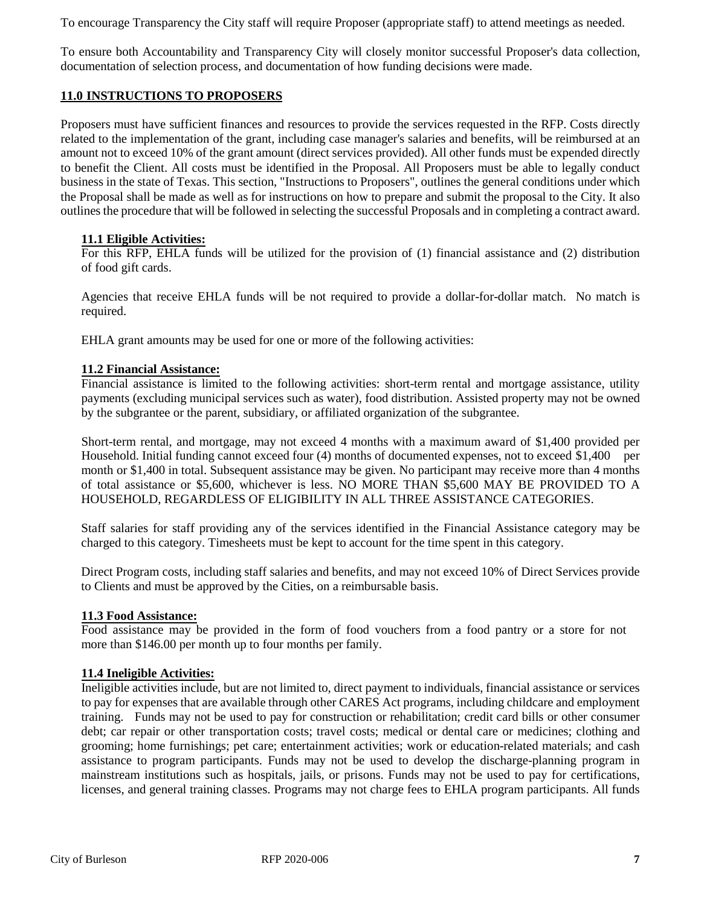To encourage Transparency the City staff will require Proposer (appropriate staff) to attend meetings as needed.

To ensure both Accountability and Transparency City will closely monitor successful Proposer's data collection, documentation of selection process, and documentation of how funding decisions were made.

## 11.0 INSTRUCTIONS TO PROPOSERS

Proposers must have sufficient finances and resources to provide the services requested in the RFP. Costs directly related to the implementation of the grant, including case manager's salaries and benefits, will be reimbursed at an amount not to exceed 10% of the grant amount (direct services provided). All other funds must be expended directly to benefit the Client. All costs must be identified in the Proposal. All Proposers must be able to legally conduct business in the state of Texas. This section, "Instructions to Proposers", outlines the general conditions under which the Proposal shall be made as well as for instructions on how to prepare and submit the proposal to the City. It also outlines the procedure that will be followed in selecting the successful Proposals and in completing a contract award.

### 11.1 Eligible Activities:

For this RFP, EHLA funds will be utilized for the provision of (1) financial assistance and (2) distribution of food gift cards.

Agencies that receive EHLA funds will be not required to provide a dollar-for-dollar match. No match is required.

EHLA grant amounts may be used for one or more of the following activities:

### 11.2 Financial Assistance:

Financial assistance is limited to the following activities: short-term rental and mortgage assistance, utility payments (excluding municipal services such as water), food distribution. Assisted property may not be owned by the subgrantee or the parent, subsidiary, or affiliated organization of the subgrantee.

Short-term rental, and mortgage, may not exceed 4 months with a maximum award of $1,400 provided per Household. Initial funding cannot exceed four (4) months of documented expenses, not to exceed $1,400 per month or $1,400 in total. Subsequent assistance may be given. No participant may receive more than 4 months of total assistance or $5,600, whichever is less. NO MORE THAN $5,600 MAY BE PROVIDED TO A HOUSEHOLD, REGARDLESS OF ELIGIBILITY IN ALL THREE ASSISTANCE CATEGORIES.

Staff salaries for staff providing any of the services identified in the Financial Assistance category may be charged to this category. Timesheets must be kept to account for the time spent in this category.

Direct Program costs, including staff salaries and benefits, and may not exceed 10% of Direct Services provide to Clients and must be approved by the Cities, on a reimbursable basis.

### 11.3 Food Assistance:

Food assistance may be provided in the form of food vouchers from a food pantry or a store for not more than $146.00 per month up to four months per family.

### 11.4 Ineligible Activities:

Ineligible activities include, but are not limited to, direct payment to individuals, financial assistance or services to pay for expenses that are available through other CARES Act programs, including childcare and employment training. Funds may not be used to pay for construction or rehabilitation; credit card bills or other consumer debt; car repair or other transportation costs; travel costs; medical or dental care or medicines; clothing and grooming; home furnishings; pet care; entertainment activities; work or education-related materials; and cash assistance to program participants. Funds may not be used to develop the discharge-planning program in mainstream institutions such as hospitals, jails, or prisons. Funds may not be used to pay for certifications, licenses, and general training classes. Programs may not charge fees to EHLA program participants. All funds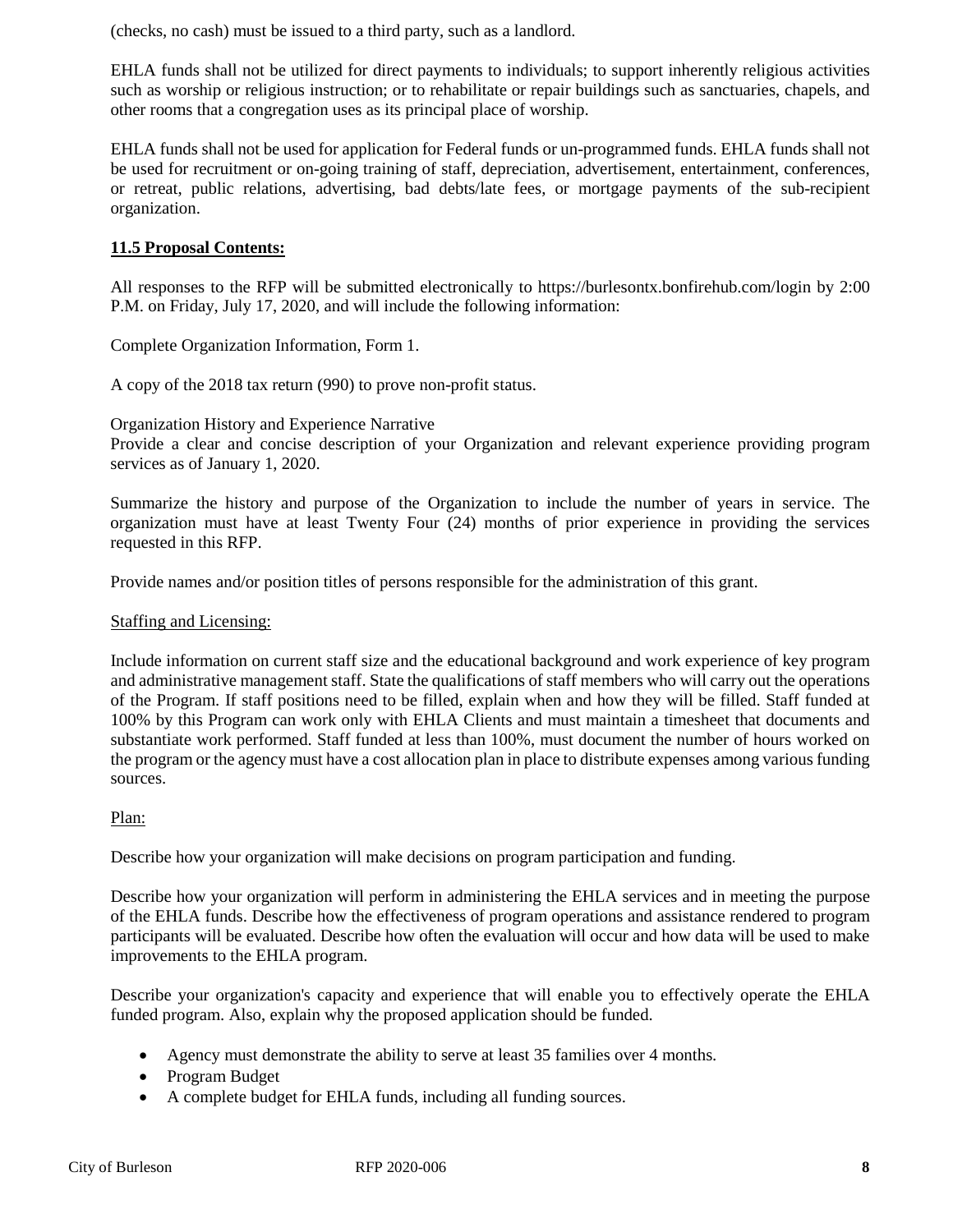(checks, no cash) must be issued to a third party, such as a landlord.

EHLA funds shall not be utilized for direct payments to individuals; to support inherently religious activities such as worship or religious instruction; or to rehabilitate or repair buildings such as sanctuaries, chapels, and other rooms that a congregation uses as its principal place of worship.

EHLA funds shall not be used for application for Federal funds or un-programmed funds. EHLA funds shall not be used for recruitment or on-going training of staff, depreciation, advertisement, entertainment, conferences, or retreat, public relations, advertising, bad debts/late fees, or mortgage payments of the sub-recipient organization.

**11.5 Proposal Contents:**

All responses to the RFP will be submitted electronically to https://burlesontx.bonfirehub.com/login by 2:00 P.M. on Friday, July 17, 2020, and will include the following information:

Complete Organization Information, Form 1.

A copy of the 2018 tax return (990) to prove non-profit status.

Organization History and Experience Narrative
Provide a clear and concise description of your Organization and relevant experience providing program services as of January 1, 2020.

Summarize the history and purpose of the Organization to include the number of years in service. The organization must have at least Twenty Four (24) months of prior experience in providing the services requested in this RFP.

Provide names and/or position titles of persons responsible for the administration of this grant.

Staffing and Licensing:

Include information on current staff size and the educational background and work experience of key program and administrative management staff. State the qualifications of staff members who will carry out the operations of the Program. If staff positions need to be filled, explain when and how they will be filled. Staff funded at 100% by this Program can work only with EHLA Clients and must maintain a timesheet that documents and substantiate work performed. Staff funded at less than 100%, must document the number of hours worked on the program or the agency must have a cost allocation plan in place to distribute expenses among various funding sources.

Plan:

Describe how your organization will make decisions on program participation and funding.

Describe how your organization will perform in administering the EHLA services and in meeting the purpose of the EHLA funds. Describe how the effectiveness of program operations and assistance rendered to program participants will be evaluated. Describe how often the evaluation will occur and how data will be used to make improvements to the EHLA program.

Describe your organization's capacity and experience that will enable you to effectively operate the EHLA funded program. Also, explain why the proposed application should be funded.

- Agency must demonstrate the ability to serve at least 35 families over 4 months.
- Program Budget
- A complete budget for EHLA funds, including all funding sources.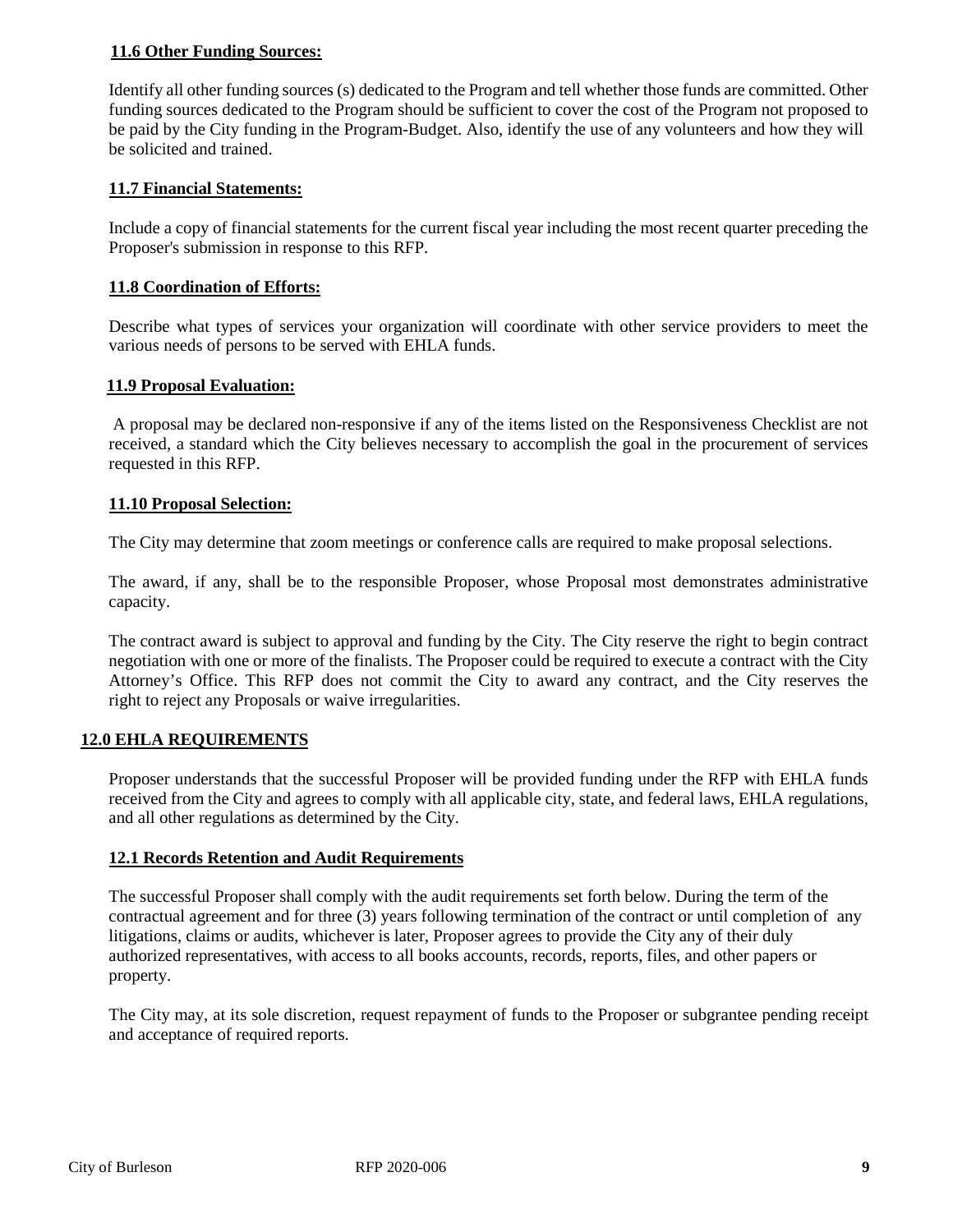### 11.6 Other Funding Sources:

Identify all other funding sources (s) dedicated to the Program and tell whether those funds are committed. Other funding sources dedicated to the Program should be sufficient to cover the cost of the Program not proposed to be paid by the City funding in the Program-Budget. Also, identify the use of any volunteers and how they will be solicited and trained.

### 11.7 Financial Statements:

Include a copy of financial statements for the current fiscal year including the most recent quarter preceding the Proposer's submission in response to this RFP.

### 11.8 Coordination of Efforts:

Describe what types of services your organization will coordinate with other service providers to meet the various needs of persons to be served with EHLA funds.

### 11.9 Proposal Evaluation:

A proposal may be declared non-responsive if any of the items listed on the Responsiveness Checklist are not received, a standard which the City believes necessary to accomplish the goal in the procurement of services requested in this RFP.

### 11.10 Proposal Selection:

The City may determine that zoom meetings or conference calls are required to make proposal selections.

The award, if any, shall be to the responsible Proposer, whose Proposal most demonstrates administrative capacity.

The contract award is subject to approval and funding by the City. The City reserve the right to begin contract negotiation with one or more of the finalists. The Proposer could be required to execute a contract with the City Attorney's Office. This RFP does not commit the City to award any contract, and the City reserves the right to reject any Proposals or waive irregularities.

## 12.0 EHLA REQUIREMENTS

Proposer understands that the successful Proposer will be provided funding under the RFP with EHLA funds received from the City and agrees to comply with all applicable city, state, and federal laws, EHLA regulations, and all other regulations as determined by the City.

### 12.1 Records Retention and Audit Requirements

The successful Proposer shall comply with the audit requirements set forth below. During the term of the contractual agreement and for three (3) years following termination of the contract or until completion of any litigations, claims or audits, whichever is later, Proposer agrees to provide the City any of their duly authorized representatives, with access to all books accounts, records, reports, files, and other papers or property.

The City may, at its sole discretion, request repayment of funds to the Proposer or subgrantee pending receipt and acceptance of required reports.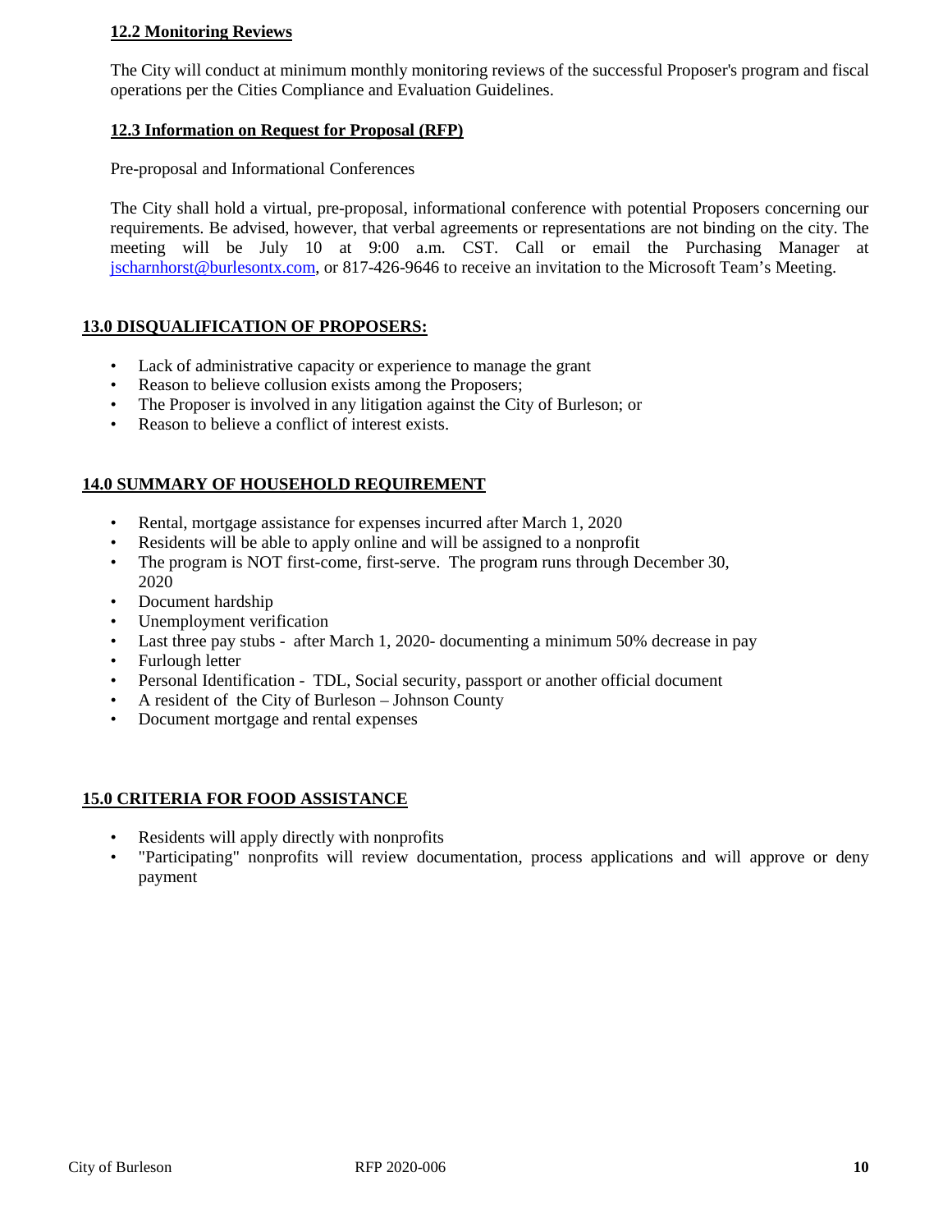### 12.2 Monitoring Reviews

The City will conduct at minimum monthly monitoring reviews of the successful Proposer's program and fiscal operations per the Cities Compliance and Evaluation Guidelines.

### 12.3 Information on Request for Proposal (RFP)

Pre-proposal and Informational Conferences

The City shall hold a virtual, pre-proposal, informational conference with potential Proposers concerning our requirements. Be advised, however, that verbal agreements or representations are not binding on the city. The meeting will be July 10 at 9:00 a.m. CST. Call or email the Purchasing Manager at jscharnhorst@burlesontx.com, or 817-426-9646 to receive an invitation to the Microsoft Team's Meeting.

## 13.0 DISQUALIFICATION OF PROPOSERS:

- Lack of administrative capacity or experience to manage the grant
- Reason to believe collusion exists among the Proposers;
- The Proposer is involved in any litigation against the City of Burleson; or
- Reason to believe a conflict of interest exists.

## 14.0 SUMMARY OF HOUSEHOLD REQUIREMENT

- Rental, mortgage assistance for expenses incurred after March 1, 2020
- Residents will be able to apply online and will be assigned to a nonprofit
- The program is NOT first-come, first-serve. The program runs through December 30, 2020
- Document hardship
- Unemployment verification
- Last three pay stubs - after March 1, 2020- documenting a minimum 50% decrease in pay
- Furlough letter
- Personal Identification - TDL, Social security, passport or another official document
- A resident of the City of Burleson – Johnson County
- Document mortgage and rental expenses

## 15.0 CRITERIA FOR FOOD ASSISTANCE

- Residents will apply directly with nonprofits
- "Participating" nonprofits will review documentation, process applications and will approve or deny payment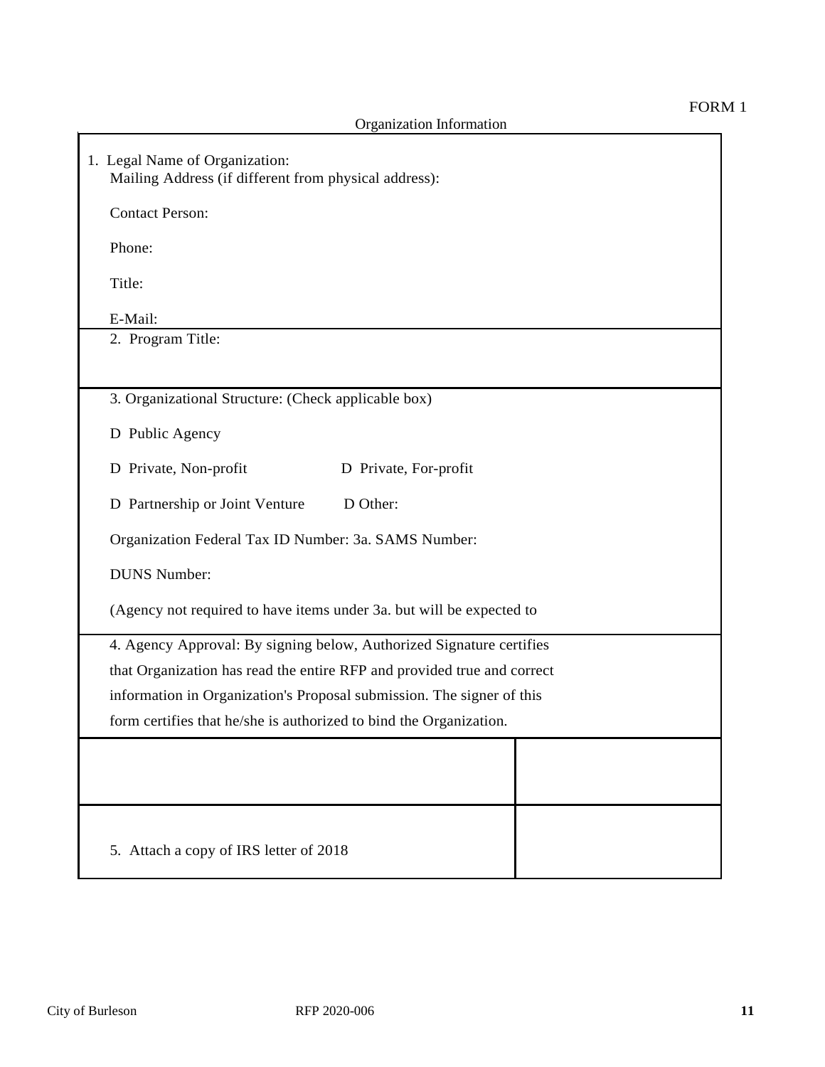FORM 1

## Organization Information

1. Legal Name of Organization:
   Mailing Address (if different from physical address):

   Contact Person:

   Phone:

   Title:

   E-Mail:

2. Program Title:

3. Organizational Structure: (Check applicable box)

   D Public Agency

   D Private, Non-profit D Private, For-profit

   D Partnership or Joint Venture D Other:

   Organization Federal Tax ID Number: 3a. SAMS Number:

   DUNS Number:

   (Agency not required to have items under 3a. but will be expected to

4. Agency Approval: By signing below, Authorized Signature certifies that Organization has read the entire RFP and provided true and correct information in Organization's Proposal submission. The signer of this form certifies that he/she is authorized to bind the Organization.

| | |
|---|---|
| | |
| 5. Attach a copy of IRS letter of 2018 | |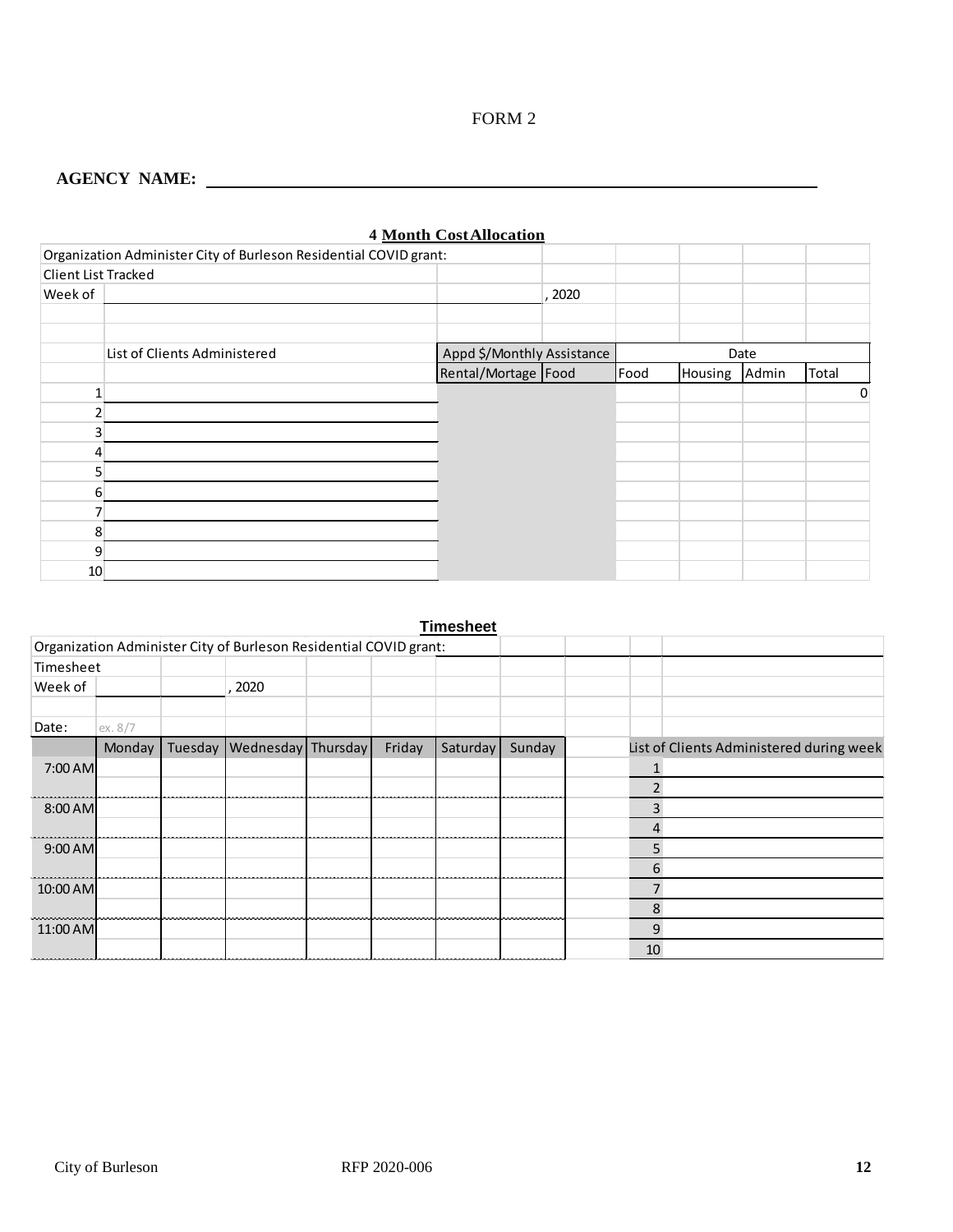FORM 2

**AGENCY NAME:** ______________________________________________

**4 Month Cost Allocation**

| Organization Administer City of Burleson Residential COVID grant: | | | | | | | |
|---|---|---|---|---|---|---|---|
| Client List Tracked | | | | | | | |
| Week of | | | , 2020 | | | | |
| | | | | | | | |
| | List of Clients Administered | Appd $/Monthly Assistance | | Date | | | |
| | | Rental/Mortage | Food | Food | Housing | Admin | Total |
| 1 | | | | | | | 0 |
| 2 | | | | | | | |
| 3 | | | | | | | |
| 4 | | | | | | | |
| 5 | | | | | | | |
| 6 | | | | | | | |
| 7 | | | | | | | |
| 8 | | | | | | | |
| 9 | | | | | | | |
| 10 | | | | | | | |

**Timesheet**

| Organization Administer City of Burleson Residential COVID grant: | | | | | | | |
|---|---|---|---|---|---|---|---|
| Timesheet | | | | | | | |
| Week of | | | , 2020 | | | | |
| | | | | | | | |
| Date: | ex. 8/7 | | | | | | |
| | Monday | Tuesday | Wednesday | Thursday | Friday | Saturday | Sunday |
| 7:00 AM | | | | | | | |
| | | | | | | | |
| 8:00 AM | | | | | | | |
| | | | | | | | |
| 9:00 AM | | | | | | | |
| | | | | | | | |
| 10:00 AM | | | | | | | |
| | | | | | | | |
| 11:00 AM | | | | | | | |
| | | | | | | | |

| List of Clients Administered during week | |
|---|---|
| 1 | |
| 2 | |
| 3 | |
| 4 | |
| 5 | |
| 6 | |
| 7 | |
| 8 | |
| 9 | |
| 10 | |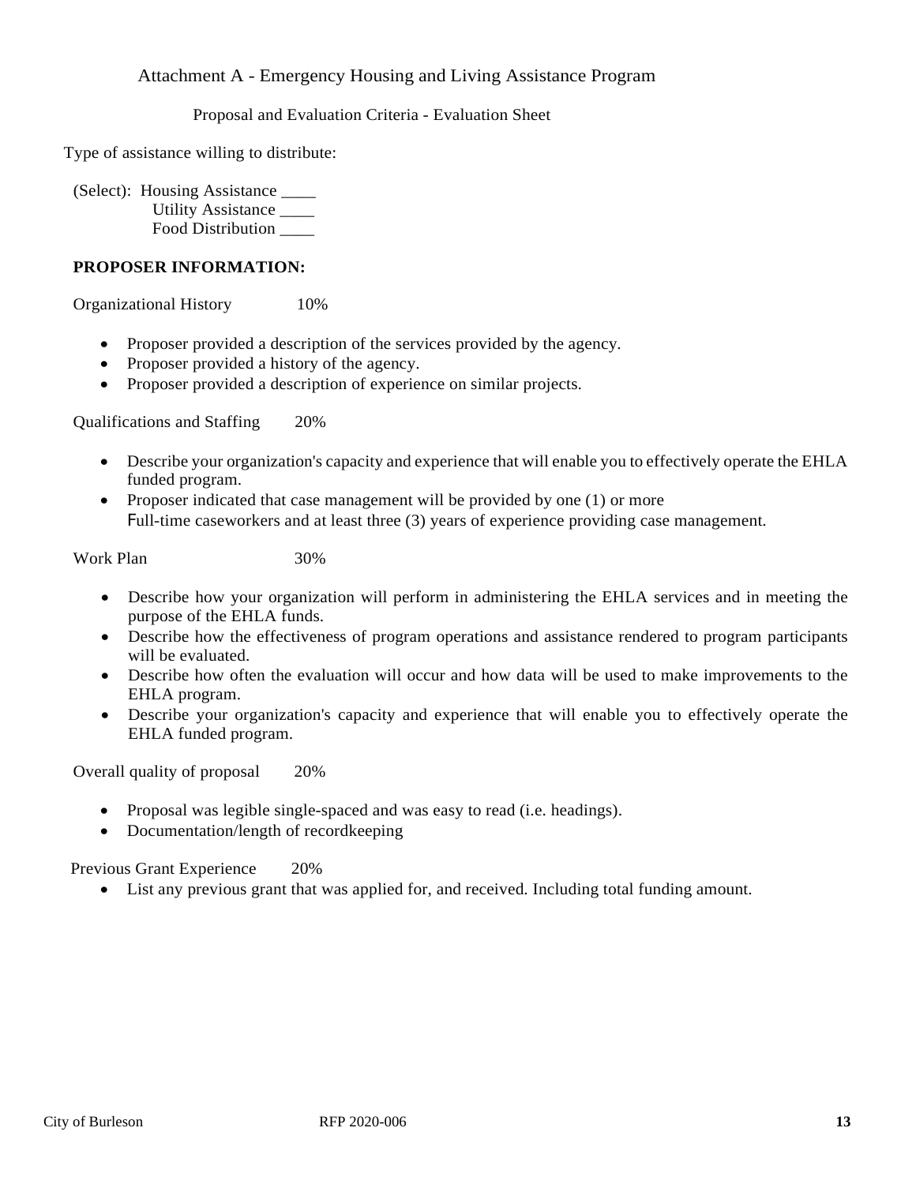## Attachment A - Emergency Housing and Living Assistance Program

### Proposal and Evaluation Criteria - Evaluation Sheet

Type of assistance willing to distribute:

(Select): Housing Assistance ____
Utility Assistance ____
Food Distribution ____

**PROPOSER INFORMATION:**

Organizational History 10%

- Proposer provided a description of the services provided by the agency.
- Proposer provided a history of the agency.
- Proposer provided a description of experience on similar projects.

Qualifications and Staffing 20%

- Describe your organization's capacity and experience that will enable you to effectively operate the EHLA funded program.
- Proposer indicated that case management will be provided by one (1) or more Full-time caseworkers and at least three (3) years of experience providing case management.

Work Plan 30%

- Describe how your organization will perform in administering the EHLA services and in meeting the purpose of the EHLA funds.
- Describe how the effectiveness of program operations and assistance rendered to program participants will be evaluated.
- Describe how often the evaluation will occur and how data will be used to make improvements to the EHLA program.
- Describe your organization's capacity and experience that will enable you to effectively operate the EHLA funded program.

Overall quality of proposal 20%

- Proposal was legible single-spaced and was easy to read (i.e. headings).
- Documentation/length of recordkeeping

Previous Grant Experience 20%

- List any previous grant that was applied for, and received. Including total funding amount.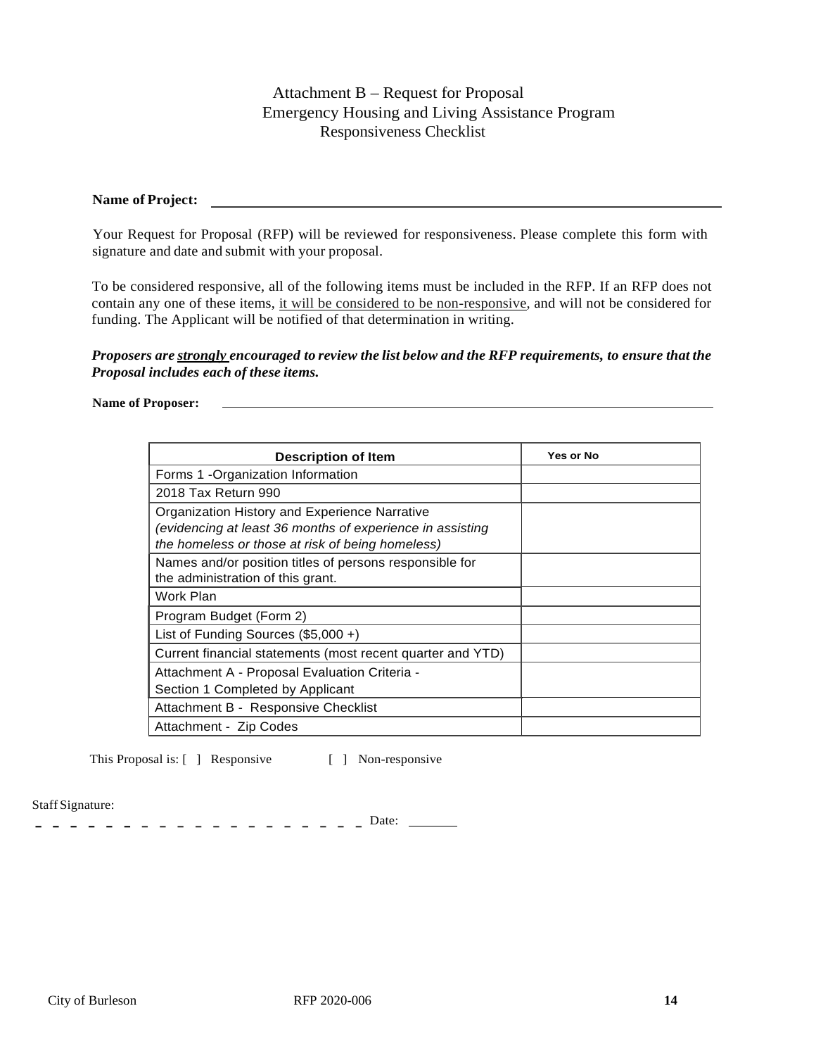# Attachment B – Request for Proposal
## Emergency Housing and Living Assistance Program
## Responsiveness Checklist

**Name of Project:** ______________________________________________

Your Request for Proposal (RFP) will be reviewed for responsiveness. Please complete this form with signature and date and submit with your proposal.

To be considered responsive, all of the following items must be included in the RFP. If an RFP does not contain any one of these items, it will be considered to be non-responsive, and will not be considered for funding. The Applicant will be notified of that determination in writing.

***Proposers are strongly encouraged to review the list below and the RFP requirements, to ensure that the Proposal includes each of these items.***

**Name of Proposer:** ______________________________________________

| Description of Item | Yes or No |
|---|---|
| Forms 1 -Organization Information | |
| 2018 Tax Return 990 | |
| Organization History and Experience Narrative *(evidencing at least 36 months of experience in assisting the homeless or those at risk of being homeless)* | |
| Names and/or position titles of persons responsible for the administration of this grant. | |
| Work Plan | |
| Program Budget (Form 2) | |
| List of Funding Sources ($5,000 +) | |
| Current financial statements (most recent quarter and YTD) | |
| Attachment A - Proposal Evaluation Criteria - Section 1 Completed by Applicant | |
| Attachment B - Responsive Checklist | |
| Attachment - Zip Codes | |

This Proposal is: [ ] Responsive [ ] Non-responsive

Staff Signature:

_ _ _ _ _ _ _ _ _ _ _ _ _ _ _ _ _ _ _ Date: _______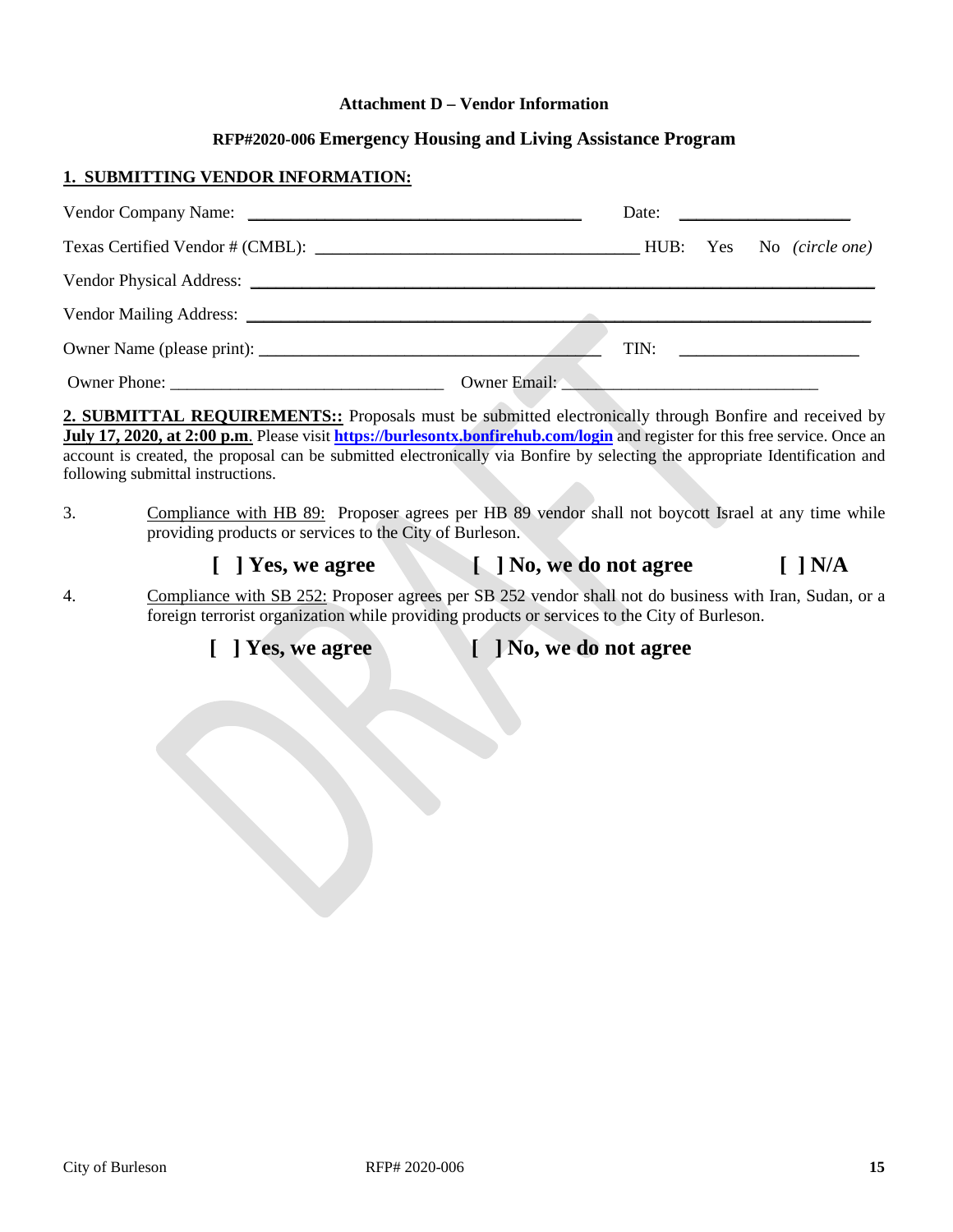**Attachment D – Vendor Information**

**RFP#2020-006 Emergency Housing and Living Assistance Program**

**1. SUBMITTING VENDOR INFORMATION:**

Vendor Company Name: _______________________________________ Date: ___________________

Texas Certified Vendor # (CMBL): ____________________________________ HUB: Yes No *(circle one)*

Vendor Physical Address: ___________________________________________________________________

Vendor Mailing Address: ___________________________________________________________________

Owner Name (please print): _______________________________________ TIN: ____________________

Owner Phone: ______________________________ Owner Email: ____________________________

**2. SUBMITTAL REQUIREMENTS::** Proposals must be submitted electronically through Bonfire and received by **July 17, 2020, at 2:00 p.m**. Please visit **https://burlesontx.bonfirehub.com/login** and register for this free service. Once an account is created, the proposal can be submitted electronically via Bonfire by selecting the appropriate Identification and following submittal instructions.

3. Compliance with HB 89: Proposer agrees per HB 89 vendor shall not boycott Israel at any time while providing products or services to the City of Burleson.

**[ ] Yes, we agree** **[ ] No, we do not agree** **[ ] N/A**

4. Compliance with SB 252: Proposer agrees per SB 252 vendor shall not do business with Iran, Sudan, or a foreign terrorist organization while providing products or services to the City of Burleson.

**[ ] Yes, we agree** **[ ] No, we do not agree**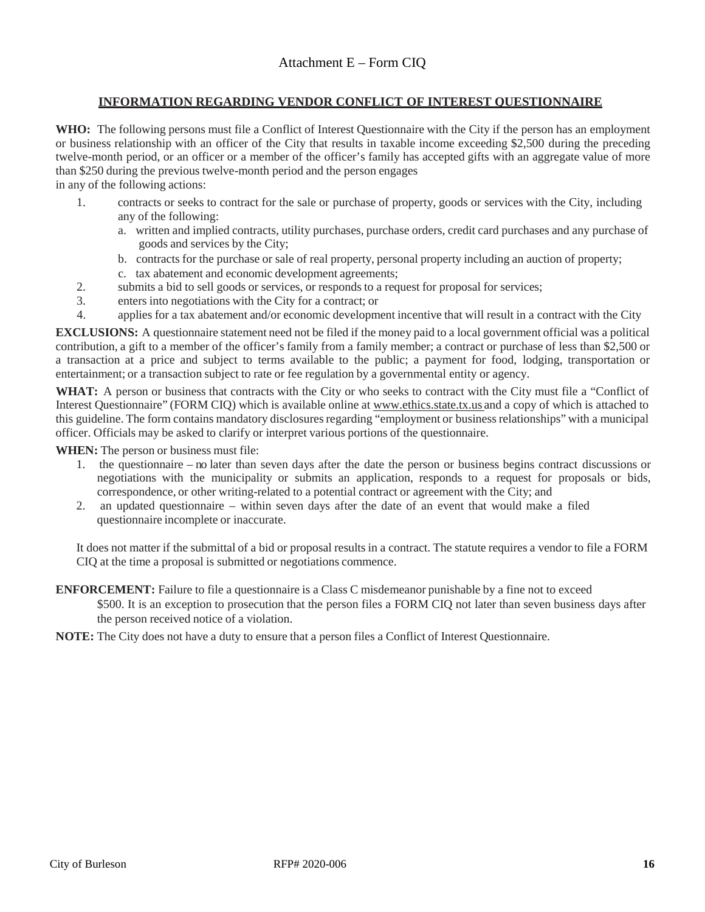Attachment E – Form CIQ

## INFORMATION REGARDING VENDOR CONFLICT OF INTEREST QUESTIONNAIRE

**WHO:** The following persons must file a Conflict of Interest Questionnaire with the City if the person has an employment or business relationship with an officer of the City that results in taxable income exceeding $2,500 during the preceding twelve-month period, or an officer or a member of the officer's family has accepted gifts with an aggregate value of more than $250 during the previous twelve-month period and the person engages in any of the following actions:

1. contracts or seeks to contract for the sale or purchase of property, goods or services with the City, including any of the following:
   a. written and implied contracts, utility purchases, purchase orders, credit card purchases and any purchase of goods and services by the City;
   b. contracts for the purchase or sale of real property, personal property including an auction of property;
   c. tax abatement and economic development agreements;
2. submits a bid to sell goods or services, or responds to a request for proposal for services;
3. enters into negotiations with the City for a contract; or
4. applies for a tax abatement and/or economic development incentive that will result in a contract with the City

**EXCLUSIONS:** A questionnaire statement need not be filed if the money paid to a local government official was a political contribution, a gift to a member of the officer's family from a family member; a contract or purchase of less than $2,500 or a transaction at a price and subject to terms available to the public; a payment for food, lodging, transportation or entertainment; or a transaction subject to rate or fee regulation by a governmental entity or agency.

**WHAT:** A person or business that contracts with the City or who seeks to contract with the City must file a "Conflict of Interest Questionnaire" (FORM CIQ) which is available online at www.ethics.state.tx.us and a copy of which is attached to this guideline. The form contains mandatory disclosures regarding "employment or business relationships" with a municipal officer. Officials may be asked to clarify or interpret various portions of the questionnaire.

**WHEN:** The person or business must file:

1. the questionnaire – no later than seven days after the date the person or business begins contract discussions or negotiations with the municipality or submits an application, responds to a request for proposals or bids, correspondence, or other writing-related to a potential contract or agreement with the City; and
2. an updated questionnaire – within seven days after the date of an event that would make a filed questionnaire incomplete or inaccurate.

It does not matter if the submittal of a bid or proposal results in a contract. The statute requires a vendor to file a FORM CIQ at the time a proposal is submitted or negotiations commence.

**ENFORCEMENT:** Failure to file a questionnaire is a Class C misdemeanor punishable by a fine not to exceed $500. It is an exception to prosecution that the person files a FORM CIQ not later than seven business days after the person received notice of a violation.

**NOTE:** The City does not have a duty to ensure that a person files a Conflict of Interest Questionnaire.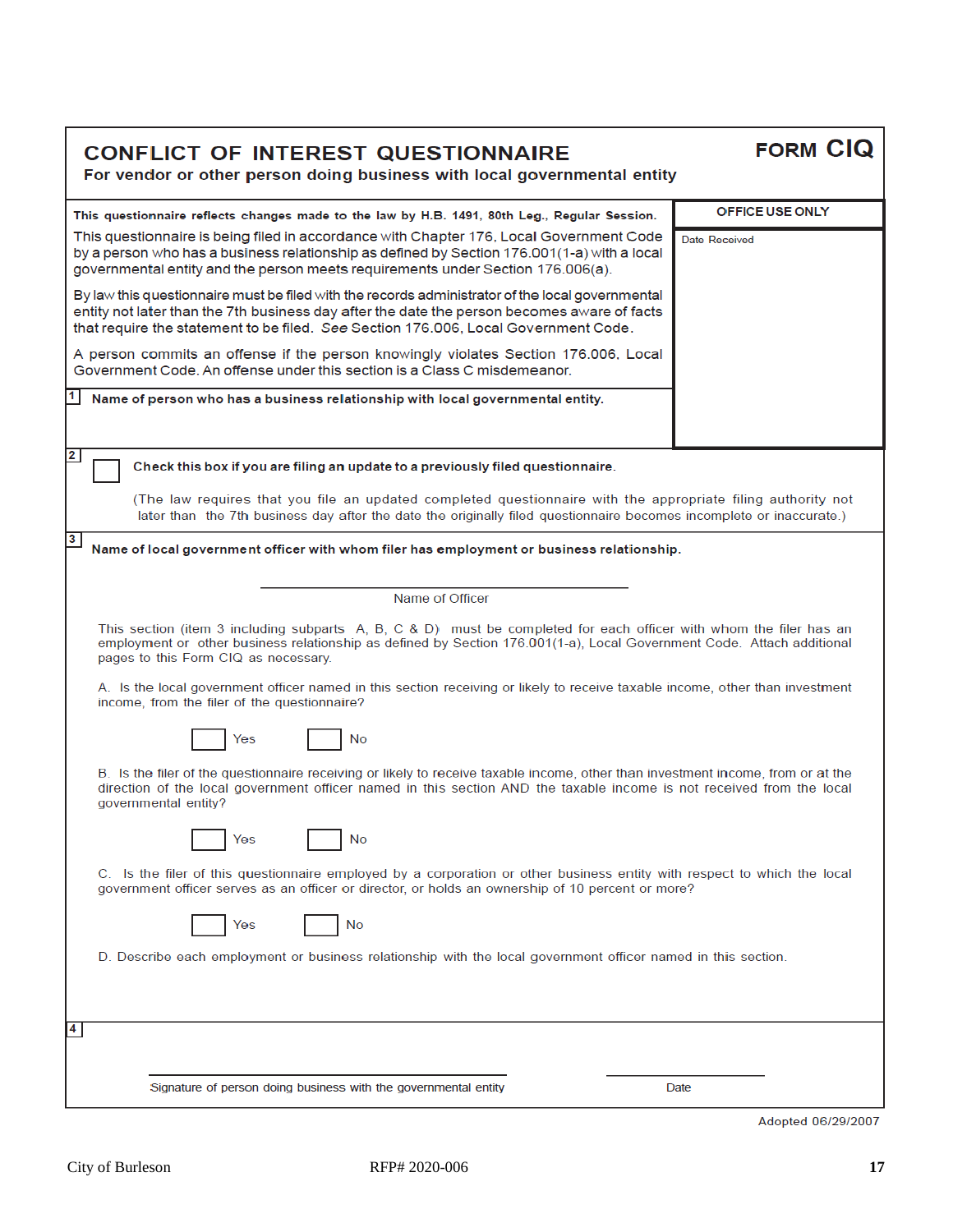# CONFLICT OF INTEREST QUESTIONNAIRE

**For vendor or other person doing business with local governmental entity**

**FORM CIQ**

**This questionnaire reflects changes made to the law by H.B. 1491, 80th Leg., Regular Session.**

This questionnaire is being filed in accordance with Chapter 176, Local Government Code by a person who has a business relationship as defined by Section 176.001(1-a) with a local governmental entity and the person meets requirements under Section 176.006(a).

By law this questionnaire must be filed with the records administrator of the local governmental entity not later than the 7th business day after the date the person becomes aware of facts that require the statement to be filed. *See* Section 176.006, Local Government Code.

A person commits an offense if the person knowingly violates Section 176.006, Local Government Code. An offense under this section is a Class C misdemeanor.

| OFFICE USE ONLY |
|---|
| Date Received |

**1** **Name of person who has a business relationship with local governmental entity.**

**2** ☐ **Check this box if you are filing an update to a previously filed questionnaire.**

(The law requires that you file an updated completed questionnaire with the appropriate filing authority not later than the 7th business day after the date the originally filed questionnaire becomes incomplete or inaccurate.)

**3** **Name of local government officer with whom filer has employment or business relationship.**

______________________________
Name of Officer

This section (item 3 including subparts A, B, C & D) must be completed for each officer with whom the filer has an employment or other business relationship as defined by Section 176.001(1-a), Local Government Code. Attach additional pages to this Form CIQ as necessary.

A. Is the local government officer named in this section receiving or likely to receive taxable income, other than investment income, from the filer of the questionnaire?

☐ Yes ☐ No

B. Is the filer of the questionnaire receiving or likely to receive taxable income, other than investment income, from or at the direction of the local government officer named in this section AND the taxable income is not received from the local governmental entity?

☐ Yes ☐ No

C. Is the filer of this questionnaire employed by a corporation or other business entity with respect to which the local government officer serves as an officer or director, or holds an ownership of 10 percent or more?

☐ Yes ☐ No

D. Describe each employment or business relationship with the local government officer named in this section.

**4**

______________________________ ______________
Signature of person doing business with the governmental entity Date

Adopted 06/29/2007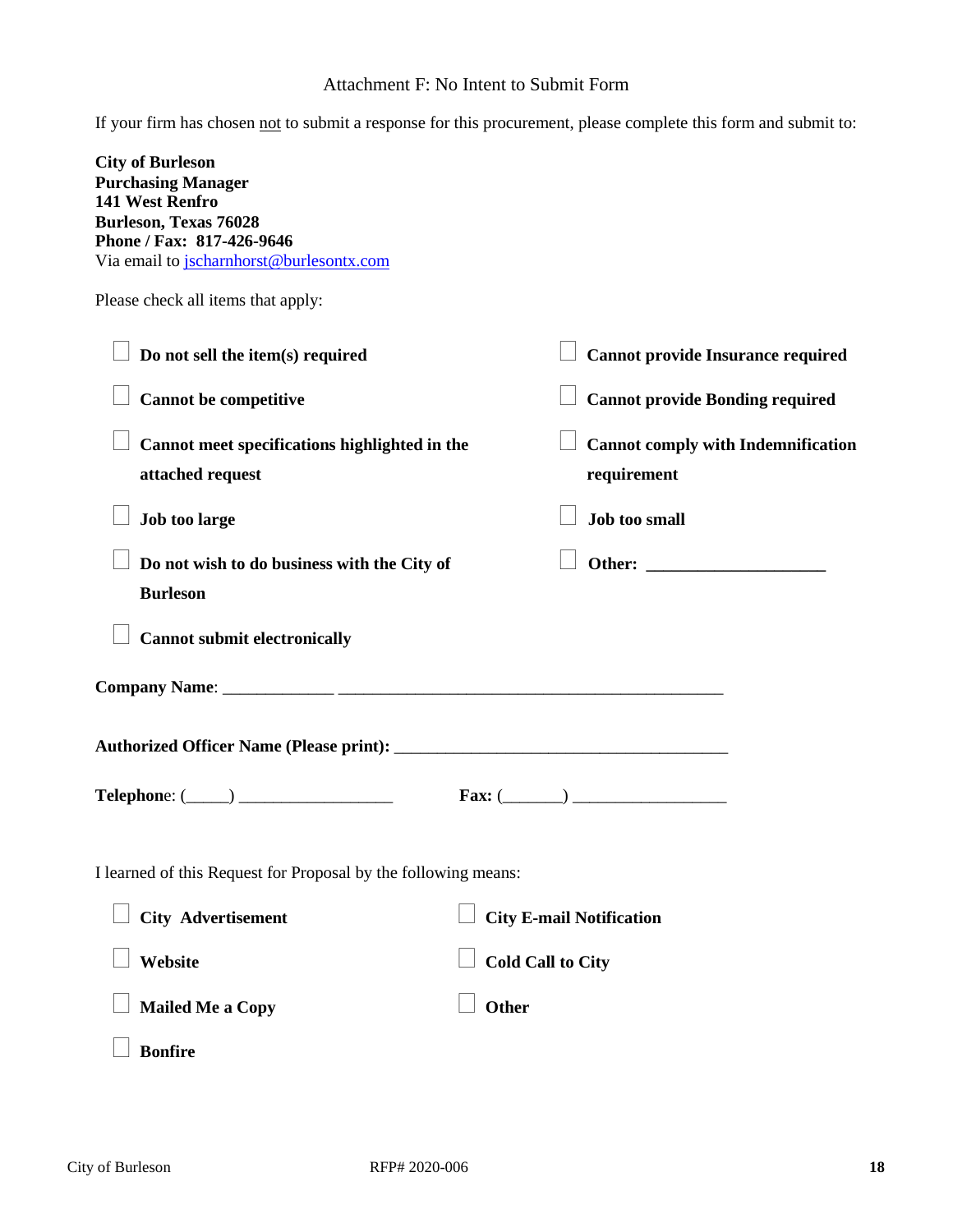# Attachment F: No Intent to Submit Form

If your firm has chosen not to submit a response for this procurement, please complete this form and submit to:

**City of Burleson**
**Purchasing Manager**
**141 West Renfro**
**Burleson, Texas 76028**
**Phone / Fax: 817-426-9646**
Via email to jscharnhorst@burlesontx.com

Please check all items that apply:

- ☐ **Do not sell the item(s) required**
- ☐ **Cannot be competitive**
- ☐ **Cannot meet specifications highlighted in the attached request**
- ☐ **Job too large**
- ☐ **Do not wish to do business with the City of Burleson**
- ☐ **Cannot submit electronically**
- ☐ **Cannot provide Insurance required**
- ☐ **Cannot provide Bonding required**
- ☐ **Cannot comply with Indemnification requirement**
- ☐ **Job too small**
- ☐ **Other:** ____________________

**Company Name**: _____________ _____________________________________________

**Authorized Officer Name (Please print):** _______________________________________

**Telephon**e: (_____) __________________ **Fax:** (_______) __________________

I learned of this Request for Proposal by the following means:

- ☐ **City Advertisement**
- ☐ **Website**
- ☐ **Mailed Me a Copy**
- ☐ **Bonfire**
- ☐ **City E-mail Notification**
- ☐ **Cold Call to City**
- ☐ **Other**